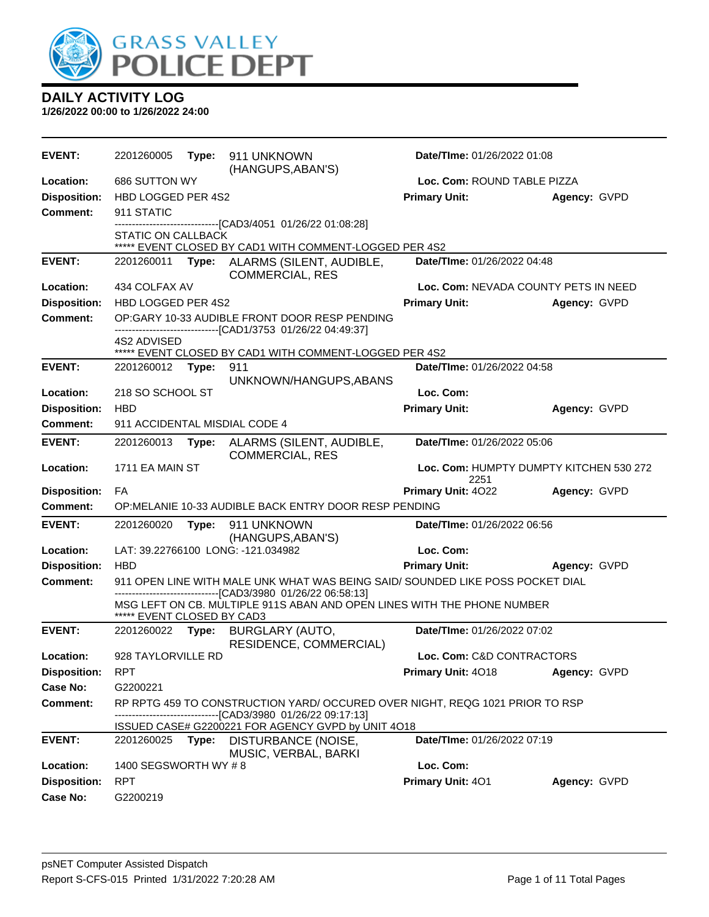# GRASS VALLEY POLICE DEPT

## DAILY ACTIVITY LOG

**1/26/2022 00:00 to 1/26/2022 24:00**

| | | | |
|---|---|---|---|
| **EVENT:** | 2201260005 **Type:** 911 UNKNOWN (HANGUPS,ABAN'S) | **Date/TIme:** 01/26/2022 01:08 | |
| **Location:** | 686 SUTTON WY | **Loc. Com:** ROUND TABLE PIZZA | |
| **Disposition:** | HBD LOGGED PER 4S2 | **Primary Unit:** | **Agency:** GVPD |
| **Comment:** | 911 STATIC<br>------------------------------[CAD3/4051 01/26/22 01:08:28]<br>STATIC ON CALLBACK<br>***** EVENT CLOSED BY CAD1 WITH COMMENT-LOGGED PER 4S2 | | |

| | | | |
|---|---|---|---|
| **EVENT:** | 2201260011 **Type:** ALARMS (SILENT, AUDIBLE, COMMERCIAL, RES | **Date/TIme:** 01/26/2022 04:48 | |
| **Location:** | 434 COLFAX AV | **Loc. Com:** NEVADA COUNTY PETS IN NEED | |
| **Disposition:** | HBD LOGGED PER 4S2 | **Primary Unit:** | **Agency:** GVPD |
| **Comment:** | OP:GARY 10-33 AUDIBLE FRONT DOOR RESP PENDING<br>------------------------------[CAD1/3753 01/26/22 04:49:37]<br>4S2 ADVISED<br>***** EVENT CLOSED BY CAD1 WITH COMMENT-LOGGED PER 4S2 | | |

| | | | |
|---|---|---|---|
| **EVENT:** | 2201260012 **Type:** 911 UNKNOWN/HANGUPS,ABANS | **Date/TIme:** 01/26/2022 04:58 | |
| **Location:** | 218 SO SCHOOL ST | **Loc. Com:** | |
| **Disposition:** | HBD | **Primary Unit:** | **Agency:** GVPD |
| **Comment:** | 911 ACCIDENTAL MISDIAL CODE 4 | | |

| | | | |
|---|---|---|---|
| **EVENT:** | 2201260013 **Type:** ALARMS (SILENT, AUDIBLE, COMMERCIAL, RES | **Date/TIme:** 01/26/2022 05:06 | |
| **Location:** | 1711 EA MAIN ST | **Loc. Com:** HUMPTY DUMPTY KITCHEN 530 272 2251 | |
| **Disposition:** | FA | **Primary Unit:** 4O22 | **Agency:** GVPD |
| **Comment:** | OP:MELANIE 10-33 AUDIBLE BACK ENTRY DOOR RESP PENDING | | |

| | | | |
|---|---|---|---|
| **EVENT:** | 2201260020 **Type:** 911 UNKNOWN (HANGUPS,ABAN'S) | **Date/TIme:** 01/26/2022 06:56 | |
| **Location:** | LAT: 39.22766100 LONG: -121.034982 | **Loc. Com:** | |
| **Disposition:** | HBD | **Primary Unit:** | **Agency:** GVPD |
| **Comment:** | 911 OPEN LINE WITH MALE UNK WHAT WAS BEING SAID/ SOUNDED LIKE POSS POCKET DIAL<br>------------------------------[CAD3/3980 01/26/22 06:58:13]<br>MSG LEFT ON CB. MULTIPLE 911S ABAN AND OPEN LINES WITH THE PHONE NUMBER<br>***** EVENT CLOSED BY CAD3 | | |

| | | | |
|---|---|---|---|
| **EVENT:** | 2201260022 **Type:** BURGLARY (AUTO, RESIDENCE, COMMERCIAL) | **Date/TIme:** 01/26/2022 07:02 | |
| **Location:** | 928 TAYLORVILLE RD | **Loc. Com:** C&D CONTRACTORS | |
| **Disposition:** | RPT | **Primary Unit:** 4O18 | **Agency:** GVPD |
| **Case No:** | G2200221 | | |
| **Comment:** | RP RPTG 459 TO CONSTRUCTION YARD/ OCCURED OVER NIGHT, REQG 1021 PRIOR TO RSP<br>------------------------------[CAD3/3980 01/26/22 09:17:13]<br>ISSUED CASE# G2200221 FOR AGENCY GVPD by UNIT 4O18 | | |

| | | | |
|---|---|---|---|
| **EVENT:** | 2201260025 **Type:** DISTURBANCE (NOISE, MUSIC, VERBAL, BARKI | **Date/TIme:** 01/26/2022 07:19 | |
| **Location:** | 1400 SEGSWORTH WY # 8 | **Loc. Com:** | |
| **Disposition:** | RPT | **Primary Unit:** 4O1 | **Agency:** GVPD |
| **Case No:** | G2200219 | | |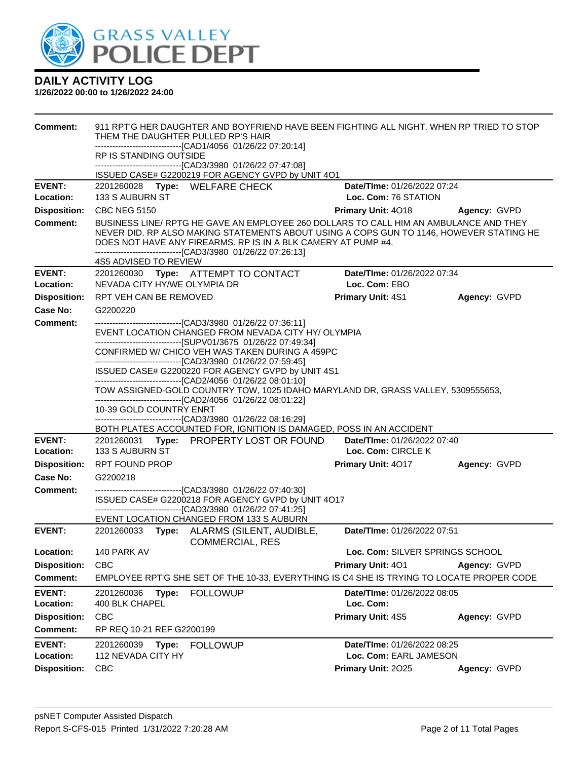# DAILY ACTIVITY LOG

**1/26/2022 00:00 to 1/26/2022 24:00**

**Comment:** 911 RPT'G HER DAUGHTER AND BOYFRIEND HAVE BEEN FIGHTING ALL NIGHT. WHEN RP TRIED TO STOP THEM THE DAUGHTER PULLED RP'S HAIR
------------------------------[CAD1/4056 01/26/22 07:20:14]
RP IS STANDING OUTSIDE
------------------------------[CAD3/3980 01/26/22 07:47:08]
ISSUED CASE# G2200219 FOR AGENCY GVPD by UNIT 4O1

---

**EVENT:** 2201260028 **Type:** WELFARE CHECK **Date/TIme:** 01/26/2022 07:24
**Location:** 133 S AUBURN ST **Loc. Com:** 76 STATION
**Disposition:** CBC NEG 5150 **Primary Unit:** 4O18 **Agency:** GVPD
**Comment:** BUSINESS LINE/ RPTG HE GAVE AN EMPLOYEE 260 DOLLARS TO CALL HIM AN AMBULANCE AND THEY NEVER DID. RP ALSO MAKING STATEMENTS ABOUT USING A COPS GUN TO 1146, HOWEVER STATING HE DOES NOT HAVE ANY FIREARMS. RP IS IN A BLK CAMERY AT PUMP #4.
------------------------------[CAD3/3980 01/26/22 07:26:13]
4S5 ADVISED TO REVIEW

---

**EVENT:** 2201260030 **Type:** ATTEMPT TO CONTACT **Date/TIme:** 01/26/2022 07:34
**Location:** NEVADA CITY HY/WE OLYMPIA DR **Loc. Com:** EBO
**Disposition:** RPT VEH CAN BE REMOVED **Primary Unit:** 4S1 **Agency:** GVPD
**Case No:** G2200220
**Comment:** ------------------------------[CAD3/3980 01/26/22 07:36:11]
EVENT LOCATION CHANGED FROM NEVADA CITY HY/ OLYMPIA
------------------------------[SUPV01/3675 01/26/22 07:49:34]
CONFIRMED W/ CHICO VEH WAS TAKEN DURING A 459PC
------------------------------[CAD3/3980 01/26/22 07:59:45]
ISSUED CASE# G2200220 FOR AGENCY GVPD by UNIT 4S1
------------------------------[CAD2/4056 01/26/22 08:01:10]
TOW ASSIGNED-GOLD COUNTRY TOW, 1025 IDAHO MARYLAND DR, GRASS VALLEY, 5309555653,
------------------------------[CAD2/4056 01/26/22 08:01:22]
10-39 GOLD COUNTRY ENRT
------------------------------[CAD3/3980 01/26/22 08:16:29]
BOTH PLATES ACCOUNTED FOR, IGNITION IS DAMAGED, POSS IN AN ACCIDENT

---

**EVENT:** 2201260031 **Type:** PROPERTY LOST OR FOUND **Date/TIme:** 01/26/2022 07:40
**Location:** 133 S AUBURN ST **Loc. Com:** CIRCLE K
**Disposition:** RPT FOUND PROP **Primary Unit:** 4O17 **Agency:** GVPD
**Case No:** G2200218
**Comment:** ------------------------------[CAD3/3980 01/26/22 07:40:30]
ISSUED CASE# G2200218 FOR AGENCY GVPD by UNIT 4O17
------------------------------[CAD3/3980 01/26/22 07:41:25]
EVENT LOCATION CHANGED FROM 133 S AUBURN

---

**EVENT:** 2201260033 **Type:** ALARMS (SILENT, AUDIBLE, COMMERCIAL, RES **Date/TIme:** 01/26/2022 07:51
**Location:** 140 PARK AV **Loc. Com:** SILVER SPRINGS SCHOOL
**Disposition:** CBC **Primary Unit:** 4O1 **Agency:** GVPD
**Comment:** EMPLOYEE RPT'G SHE SET OF THE 10-33, EVERYTHING IS C4 SHE IS TRYING TO LOCATE PROPER CODE

---

**EVENT:** 2201260036 **Type:** FOLLOWUP **Date/TIme:** 01/26/2022 08:05
**Location:** 400 BLK CHAPEL **Loc. Com:**
**Disposition:** CBC **Primary Unit:** 4S5 **Agency:** GVPD
**Comment:** RP REQ 10-21 REF G2200199

---

**EVENT:** 2201260039 **Type:** FOLLOWUP **Date/TIme:** 01/26/2022 08:25
**Location:** 112 NEVADA CITY HY **Loc. Com:** EARL JAMESON
**Disposition:** CBC **Primary Unit:** 2O25 **Agency:** GVPD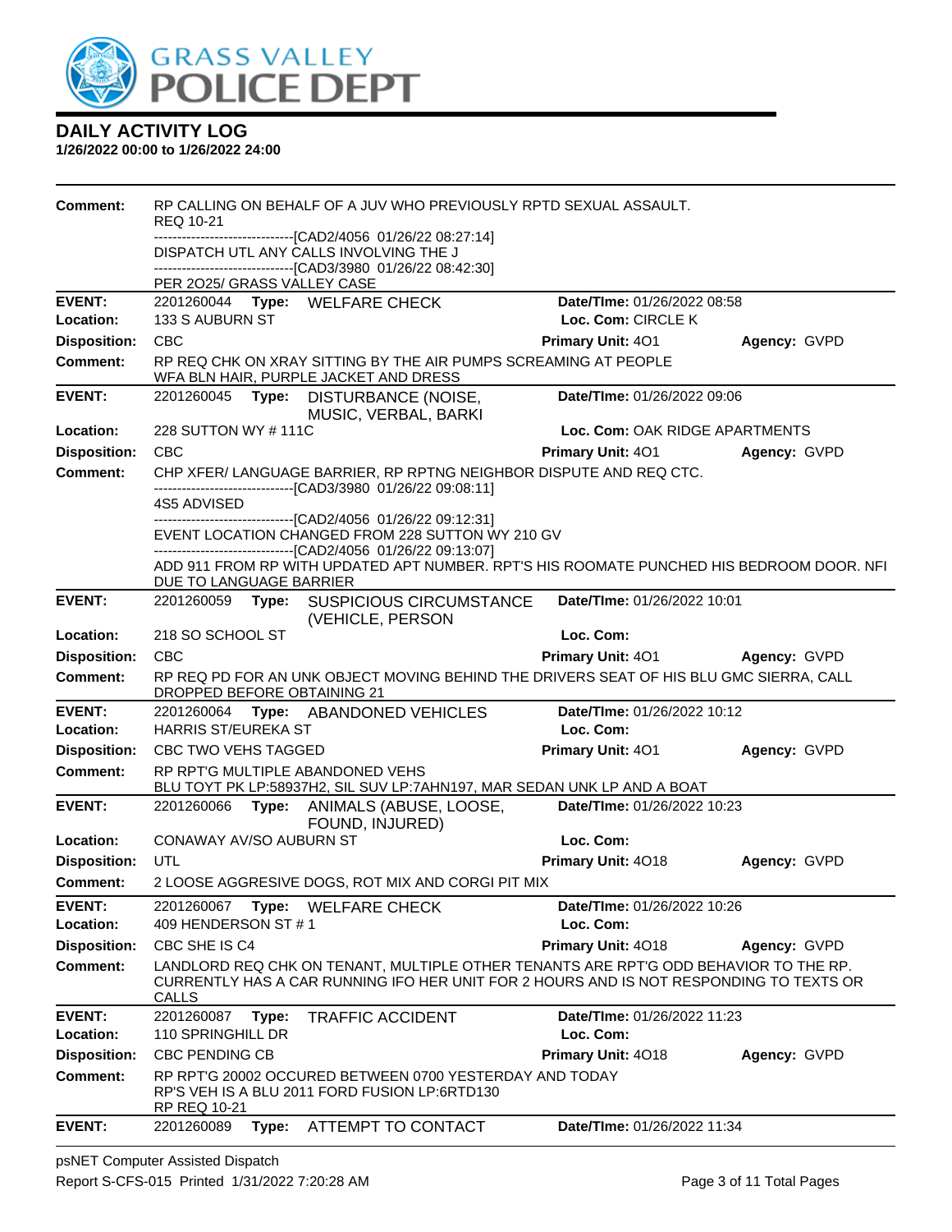# GRASS VALLEY POLICE DEPT

## DAILY ACTIVITY LOG

**1/26/2022 00:00 to 1/26/2022 24:00**

**Comment:** RP CALLING ON BEHALF OF A JUV WHO PREVIOUSLY RPTD SEXUAL ASSAULT. REQ 10-21
------------------------------[CAD2/4056 01/26/22 08:27:14]
DISPATCH UTL ANY CALLS INVOLVING THE J
------------------------------[CAD3/3980 01/26/22 08:42:30]
PER 2O25/ GRASS VALLEY CASE

---

**EVENT:** 2201260044 **Type:** WELFARE CHECK **Date/TIme:** 01/26/2022 08:58
**Location:** 133 S AUBURN ST **Loc. Com:** CIRCLE K
**Disposition:** CBC **Primary Unit:** 4O1 **Agency:** GVPD
**Comment:** RP REQ CHK ON XRAY SITTING BY THE AIR PUMPS SCREAMING AT PEOPLE
WFA BLN HAIR, PURPLE JACKET AND DRESS

---

**EVENT:** 2201260045 **Type:** DISTURBANCE (NOISE, MUSIC, VERBAL, BARKI **Date/TIme:** 01/26/2022 09:06
**Location:** 228 SUTTON WY # 111C **Loc. Com:** OAK RIDGE APARTMENTS
**Disposition:** CBC **Primary Unit:** 4O1 **Agency:** GVPD
**Comment:** CHP XFER/ LANGUAGE BARRIER, RP RPTNG NEIGHBOR DISPUTE AND REQ CTC.
------------------------------[CAD3/3980 01/26/22 09:08:11]
4S5 ADVISED
------------------------------[CAD2/4056 01/26/22 09:12:31]
EVENT LOCATION CHANGED FROM 228 SUTTON WY 210 GV
------------------------------[CAD2/4056 01/26/22 09:13:07]
ADD 911 FROM RP WITH UPDATED APT NUMBER. RPT'S HIS ROOMATE PUNCHED HIS BEDROOM DOOR. NFI DUE TO LANGUAGE BARRIER

---

**EVENT:** 2201260059 **Type:** SUSPICIOUS CIRCUMSTANCE (VEHICLE, PERSON **Date/TIme:** 01/26/2022 10:01
**Location:** 218 SO SCHOOL ST **Loc. Com:**
**Disposition:** CBC **Primary Unit:** 4O1 **Agency:** GVPD
**Comment:** RP REQ PD FOR AN UNK OBJECT MOVING BEHIND THE DRIVERS SEAT OF HIS BLU GMC SIERRA, CALL DROPPED BEFORE OBTAINING 21

---

**EVENT:** 2201260064 **Type:** ABANDONED VEHICLES **Date/TIme:** 01/26/2022 10:12
**Location:** HARRIS ST/EUREKA ST **Loc. Com:**
**Disposition:** CBC TWO VEHS TAGGED **Primary Unit:** 4O1 **Agency:** GVPD
**Comment:** RP RPT'G MULTIPLE ABANDONED VEHS
BLU TOYT PK LP:58937H2, SIL SUV LP:7AHN197, MAR SEDAN UNK LP AND A BOAT

---

**EVENT:** 2201260066 **Type:** ANIMALS (ABUSE, LOOSE, FOUND, INJURED) **Date/TIme:** 01/26/2022 10:23
**Location:** CONAWAY AV/SO AUBURN ST **Loc. Com:**
**Disposition:** UTL **Primary Unit:** 4O18 **Agency:** GVPD
**Comment:** 2 LOOSE AGGRESIVE DOGS, ROT MIX AND CORGI PIT MIX

---

**EVENT:** 2201260067 **Type:** WELFARE CHECK **Date/TIme:** 01/26/2022 10:26
**Location:** 409 HENDERSON ST # 1 **Loc. Com:**
**Disposition:** CBC SHE IS C4 **Primary Unit:** 4O18 **Agency:** GVPD
**Comment:** LANDLORD REQ CHK ON TENANT, MULTIPLE OTHER TENANTS ARE RPT'G ODD BEHAVIOR TO THE RP. CURRENTLY HAS A CAR RUNNING IFO HER UNIT FOR 2 HOURS AND IS NOT RESPONDING TO TEXTS OR CALLS

---

**EVENT:** 2201260087 **Type:** TRAFFIC ACCIDENT **Date/TIme:** 01/26/2022 11:23
**Location:** 110 SPRINGHILL DR **Loc. Com:**
**Disposition:** CBC PENDING CB **Primary Unit:** 4O18 **Agency:** GVPD
**Comment:** RP RPT'G 20002 OCCURED BETWEEN 0700 YESTERDAY AND TODAY
RP'S VEH IS A BLU 2011 FORD FUSION LP:6RTD130
RP REQ 10-21

---

**EVENT:** 2201260089 **Type:** ATTEMPT TO CONTACT **Date/TIme:** 01/26/2022 11:34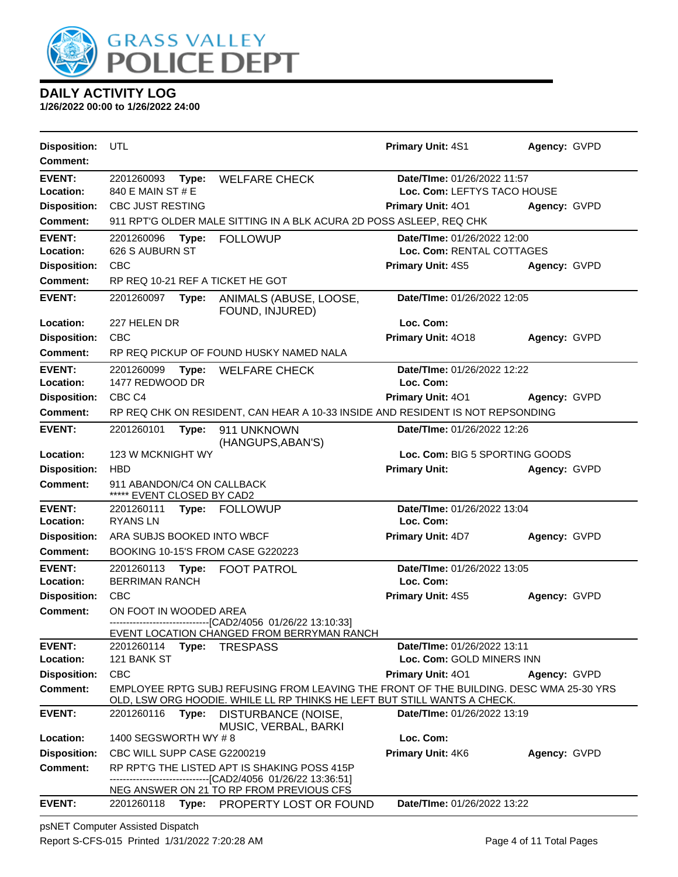# GRASS VALLEY POLICE DEPT

## DAILY ACTIVITY LOG

**1/26/2022 00:00 to 1/26/2022 24:00**

**Disposition:** UTL **Primary Unit:** 4S1 **Agency:** GVPD
**Comment:**

---

**EVENT:** 2201260093 **Type:** WELFARE CHECK **Date/TIme:** 01/26/2022 11:57
**Location:** 840 E MAIN ST # E **Loc. Com:** LEFTYS TACO HOUSE
**Disposition:** CBC JUST RESTING **Primary Unit:** 4O1 **Agency:** GVPD
**Comment:** 911 RPT'G OLDER MALE SITTING IN A BLK ACURA 2D POSS ASLEEP, REQ CHK

---

**EVENT:** 2201260096 **Type:** FOLLOWUP **Date/TIme:** 01/26/2022 12:00
**Location:** 626 S AUBURN ST **Loc. Com:** RENTAL COTTAGES
**Disposition:** CBC **Primary Unit:** 4S5 **Agency:** GVPD
**Comment:** RP REQ 10-21 REF A TICKET HE GOT

---

**EVENT:** 2201260097 **Type:** ANIMALS (ABUSE, LOOSE, FOUND, INJURED) **Date/TIme:** 01/26/2022 12:05
**Location:** 227 HELEN DR **Loc. Com:**
**Disposition:** CBC **Primary Unit:** 4O18 **Agency:** GVPD
**Comment:** RP REQ PICKUP OF FOUND HUSKY NAMED NALA

---

**EVENT:** 2201260099 **Type:** WELFARE CHECK **Date/TIme:** 01/26/2022 12:22
**Location:** 1477 REDWOOD DR **Loc. Com:**
**Disposition:** CBC C4 **Primary Unit:** 4O1 **Agency:** GVPD
**Comment:** RP REQ CHK ON RESIDENT, CAN HEAR A 10-33 INSIDE AND RESIDENT IS NOT REPSONDING

---

**EVENT:** 2201260101 **Type:** 911 UNKNOWN (HANGUPS,ABAN'S) **Date/TIme:** 01/26/2022 12:26
**Location:** 123 W MCKNIGHT WY **Loc. Com:** BIG 5 SPORTING GOODS
**Disposition:** HBD **Primary Unit:** **Agency:** GVPD
**Comment:** 911 ABANDON/C4 ON CALLBACK
***** EVENT CLOSED BY CAD2

---

**EVENT:** 2201260111 **Type:** FOLLOWUP **Date/TIme:** 01/26/2022 13:04
**Location:** RYANS LN **Loc. Com:**
**Disposition:** ARA SUBJS BOOKED INTO WBCF **Primary Unit:** 4D7 **Agency:** GVPD
**Comment:** BOOKING 10-15'S FROM CASE G220223

---

**EVENT:** 2201260113 **Type:** FOOT PATROL **Date/TIme:** 01/26/2022 13:05
**Location:** BERRIMAN RANCH **Loc. Com:**
**Disposition:** CBC **Primary Unit:** 4S5 **Agency:** GVPD
**Comment:** ON FOOT IN WOODED AREA
------------------------------[CAD2/4056 01/26/22 13:10:33]
EVENT LOCATION CHANGED FROM BERRYMAN RANCH

---

**EVENT:** 2201260114 **Type:** TRESPASS **Date/TIme:** 01/26/2022 13:11
**Location:** 121 BANK ST **Loc. Com:** GOLD MINERS INN
**Disposition:** CBC **Primary Unit:** 4O1 **Agency:** GVPD
**Comment:** EMPLOYEE RPTG SUBJ REFUSING FROM LEAVING THE FRONT OF THE BUILDING. DESC WMA 25-30 YRS OLD, LSW ORG HOODIE. WHILE LL RP THINKS HE LEFT BUT STILL WANTS A CHECK.

---

**EVENT:** 2201260116 **Type:** DISTURBANCE (NOISE, MUSIC, VERBAL, BARKI **Date/TIme:** 01/26/2022 13:19
**Location:** 1400 SEGSWORTH WY # 8 **Loc. Com:**
**Disposition:** CBC WILL SUPP CASE G2200219 **Primary Unit:** 4K6 **Agency:** GVPD
**Comment:** RP RPT'G THE LISTED APT IS SHAKING POSS 415P
------------------------------[CAD2/4056 01/26/22 13:36:51]
NEG ANSWER ON 21 TO RP FROM PREVIOUS CFS

---

**EVENT:** 2201260118 **Type:** PROPERTY LOST OR FOUND **Date/TIme:** 01/26/2022 13:22

psNET Computer Assisted Dispatch
Report S-CFS-015 Printed 1/31/2022 7:20:28 AM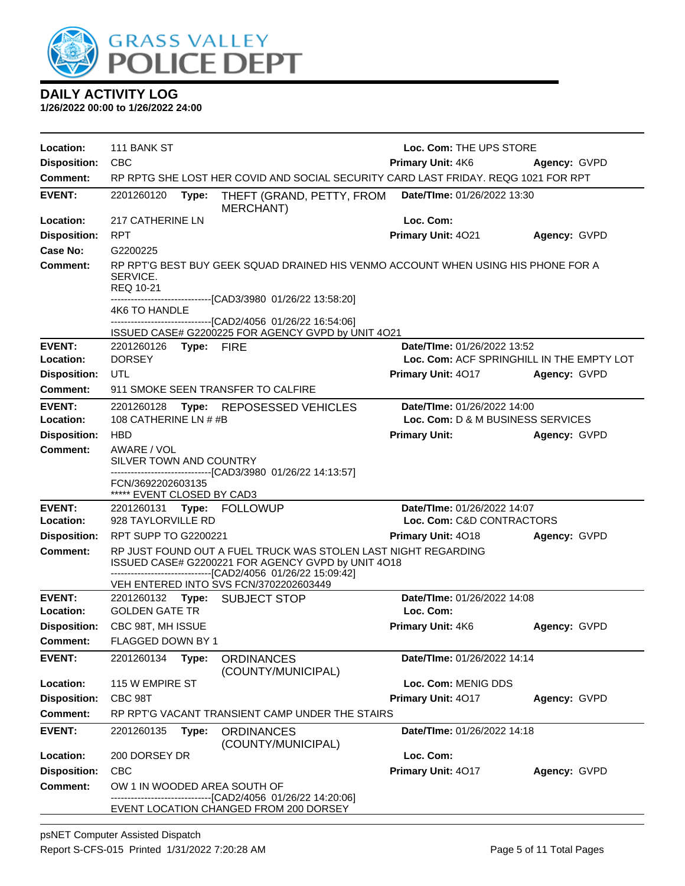# GRASS VALLEY POLICE DEPT

## DAILY ACTIVITY LOG

**1/26/2022 00:00 to 1/26/2022 24:00**

**Location:** 111 BANK ST | **Loc. Com:** THE UPS STORE
**Disposition:** CBC | **Primary Unit:** 4K6 | **Agency:** GVPD
**Comment:** RP RPTG SHE LOST HER COVID AND SOCIAL SECURITY CARD LAST FRIDAY. REQG 1021 FOR RPT

---

**EVENT:** 2201260120 **Type:** THEFT (GRAND, PETTY, FROM MERCHANT) | **Date/TIme:** 01/26/2022 13:30
**Location:** 217 CATHERINE LN | **Loc. Com:**
**Disposition:** RPT | **Primary Unit:** 4O21 | **Agency:** GVPD
**Case No:** G2200225
**Comment:** RP RPT'G BEST BUY GEEK SQUAD DRAINED HIS VENMO ACCOUNT WHEN USING HIS PHONE FOR A SERVICE.
REQ 10-21
------------------------------[CAD3/3980 01/26/22 13:58:20]
4K6 TO HANDLE
------------------------------[CAD2/4056 01/26/22 16:54:06]
ISSUED CASE# G2200225 FOR AGENCY GVPD by UNIT 4O21

---

**EVENT:** 2201260126 **Type:** FIRE | **Date/TIme:** 01/26/2022 13:52
**Location:** DORSEY | **Loc. Com:** ACF SPRINGHILL IN THE EMPTY LOT
**Disposition:** UTL | **Primary Unit:** 4O17 | **Agency:** GVPD
**Comment:** 911 SMOKE SEEN TRANSFER TO CALFIRE

---

**EVENT:** 2201260128 **Type:** REPOSESSED VEHICLES | **Date/TIme:** 01/26/2022 14:00
**Location:** 108 CATHERINE LN # #B | **Loc. Com:** D & M BUSINESS SERVICES
**Disposition:** HBD | **Primary Unit:** | **Agency:** GVPD
**Comment:** AWARE / VOL
SILVER TOWN AND COUNTRY
------------------------------[CAD3/3980 01/26/22 14:13:57]
FCN/3692202603135
***** EVENT CLOSED BY CAD3

---

**EVENT:** 2201260131 **Type:** FOLLOWUP | **Date/TIme:** 01/26/2022 14:07
**Location:** 928 TAYLORVILLE RD | **Loc. Com:** C&D CONTRACTORS
**Disposition:** RPT SUPP TO G2200221 | **Primary Unit:** 4O18 | **Agency:** GVPD
**Comment:** RP JUST FOUND OUT A FUEL TRUCK WAS STOLEN LAST NIGHT REGARDING
ISSUED CASE# G2200221 FOR AGENCY GVPD by UNIT 4O18
------------------------------[CAD2/4056 01/26/22 15:09:42]
VEH ENTERED INTO SVS FCN/3702202603449

---

**EVENT:** 2201260132 **Type:** SUBJECT STOP | **Date/TIme:** 01/26/2022 14:08
**Location:** GOLDEN GATE TR | **Loc. Com:**
**Disposition:** CBC 98T, MH ISSUE | **Primary Unit:** 4K6 | **Agency:** GVPD
**Comment:** FLAGGED DOWN BY 1

---

**EVENT:** 2201260134 **Type:** ORDINANCES (COUNTY/MUNICIPAL) | **Date/TIme:** 01/26/2022 14:14
**Location:** 115 W EMPIRE ST | **Loc. Com:** MENIG DDS
**Disposition:** CBC 98T | **Primary Unit:** 4O17 | **Agency:** GVPD
**Comment:** RP RPT'G VACANT TRANSIENT CAMP UNDER THE STAIRS

---

**EVENT:** 2201260135 **Type:** ORDINANCES (COUNTY/MUNICIPAL) | **Date/TIme:** 01/26/2022 14:18
**Location:** 200 DORSEY DR | **Loc. Com:**
**Disposition:** CBC | **Primary Unit:** 4O17 | **Agency:** GVPD
**Comment:** OW 1 IN WOODED AREA SOUTH OF
------------------------------[CAD2/4056 01/26/22 14:20:06]
EVENT LOCATION CHANGED FROM 200 DORSEY

---

psNET Computer Assisted Dispatch
Report S-CFS-015 Printed 1/31/2022 7:20:28 AM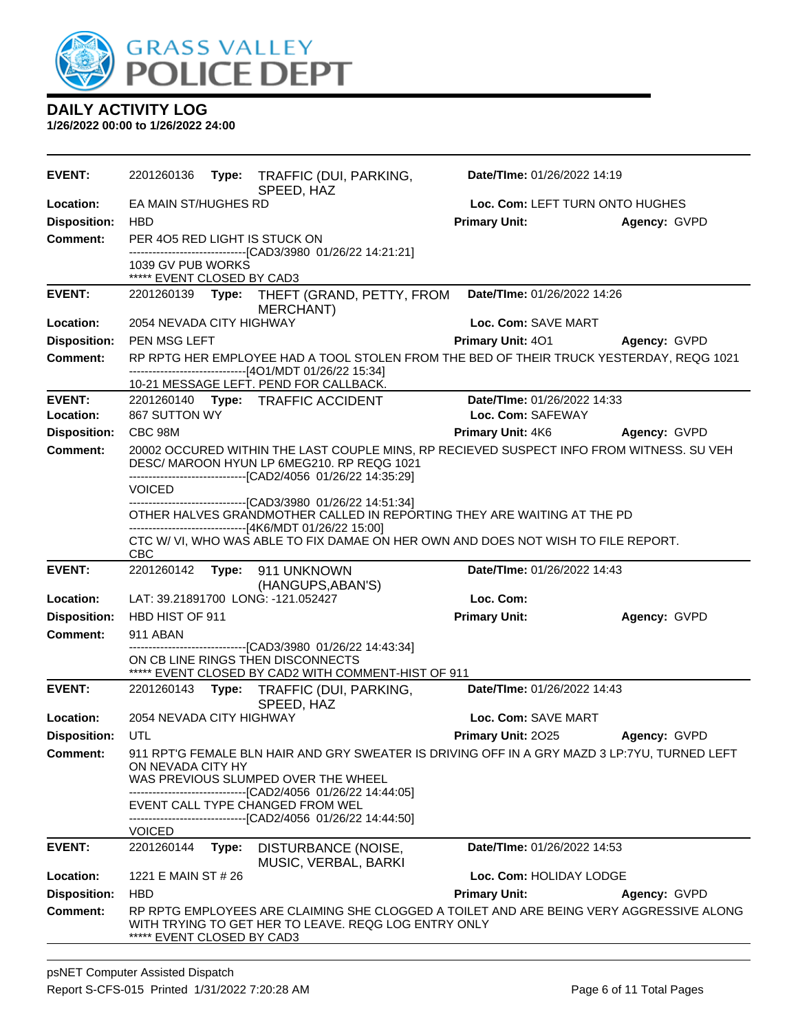# DAILY ACTIVITY LOG

**1/26/2022 00:00 to 1/26/2022 24:00**

| | | | |
|---|---|---|---|
| **EVENT:** | 2201260136 **Type:** TRAFFIC (DUI, PARKING, SPEED, HAZ | **Date/TIme:** 01/26/2022 14:19 | |
| **Location:** | EA MAIN ST/HUGHES RD | **Loc. Com:** LEFT TURN ONTO HUGHES | |
| **Disposition:** | HBD | **Primary Unit:** | **Agency:** GVPD |
| **Comment:** | PER 4O5 RED LIGHT IS STUCK ON<br>------------------------------[CAD3/3980 01/26/22 14:21:21]<br>1039 GV PUB WORKS<br>***** EVENT CLOSED BY CAD3 | | |
| **EVENT:** | 2201260139 **Type:** THEFT (GRAND, PETTY, FROM MERCHANT) | **Date/TIme:** 01/26/2022 14:26 | |
| **Location:** | 2054 NEVADA CITY HIGHWAY | **Loc. Com:** SAVE MART | |
| **Disposition:** | PEN MSG LEFT | **Primary Unit:** 4O1 | **Agency:** GVPD |
| **Comment:** | RP RPTG HER EMPLOYEE HAD A TOOL STOLEN FROM THE BED OF THEIR TRUCK YESTERDAY, REQG 1021<br>------------------------------[4O1/MDT 01/26/22 15:34]<br>10-21 MESSAGE LEFT. PEND FOR CALLBACK. | | |
| **EVENT:** | 2201260140 **Type:** TRAFFIC ACCIDENT | **Date/TIme:** 01/26/2022 14:33 | |
| **Location:** | 867 SUTTON WY | **Loc. Com:** SAFEWAY | |
| **Disposition:** | CBC 98M | **Primary Unit:** 4K6 | **Agency:** GVPD |
| **Comment:** | 20002 OCCURED WITHIN THE LAST COUPLE MINS, RP RECIEVED SUSPECT INFO FROM WITNESS. SU VEH DESC/ MAROON HYUN LP 6MEG210. RP REQG 1021<br>------------------------------[CAD2/4056 01/26/22 14:35:29]<br>VOICED<br>------------------------------[CAD3/3980 01/26/22 14:51:34]<br>OTHER HALVES GRANDMOTHER CALLED IN REPORTING THEY ARE WAITING AT THE PD<br>------------------------------[4K6/MDT 01/26/22 15:00]<br>CTC W/ VI, WHO WAS ABLE TO FIX DAMAE ON HER OWN AND DOES NOT WISH TO FILE REPORT.<br>CBC | | |
| **EVENT:** | 2201260142 **Type:** 911 UNKNOWN (HANGUPS,ABAN'S) | **Date/TIme:** 01/26/2022 14:43 | |
| **Location:** | LAT: 39.21891700 LONG: -121.052427 | **Loc. Com:** | |
| **Disposition:** | HBD HIST OF 911 | **Primary Unit:** | **Agency:** GVPD |
| **Comment:** | 911 ABAN<br>------------------------------[CAD3/3980 01/26/22 14:43:34]<br>ON CB LINE RINGS THEN DISCONNECTS<br>***** EVENT CLOSED BY CAD2 WITH COMMENT-HIST OF 911 | | |
| **EVENT:** | 2201260143 **Type:** TRAFFIC (DUI, PARKING, SPEED, HAZ | **Date/TIme:** 01/26/2022 14:43 | |
| **Location:** | 2054 NEVADA CITY HIGHWAY | **Loc. Com:** SAVE MART | |
| **Disposition:** | UTL | **Primary Unit:** 2O25 | **Agency:** GVPD |
| **Comment:** | 911 RPT'G FEMALE BLN HAIR AND GRY SWEATER IS DRIVING OFF IN A GRY MAZD 3 LP:7YU, TURNED LEFT ON NEVADA CITY HY<br>WAS PREVIOUS SLUMPED OVER THE WHEEL<br>------------------------------[CAD2/4056 01/26/22 14:44:05]<br>EVENT CALL TYPE CHANGED FROM WEL<br>------------------------------[CAD2/4056 01/26/22 14:44:50]<br>VOICED | | |
| **EVENT:** | 2201260144 **Type:** DISTURBANCE (NOISE, MUSIC, VERBAL, BARKI | **Date/TIme:** 01/26/2022 14:53 | |
| **Location:** | 1221 E MAIN ST # 26 | **Loc. Com:** HOLIDAY LODGE | |
| **Disposition:** | HBD | **Primary Unit:** | **Agency:** GVPD |
| **Comment:** | RP RPTG EMPLOYEES ARE CLAIMING SHE CLOGGED A TOILET AND ARE BEING VERY AGGRESSIVE ALONG WITH TRYING TO GET HER TO LEAVE. REQG LOG ENTRY ONLY<br>***** EVENT CLOSED BY CAD3 | | |

psNET Computer Assisted Dispatch
Report S-CFS-015 Printed 1/31/2022 7:20:28 AM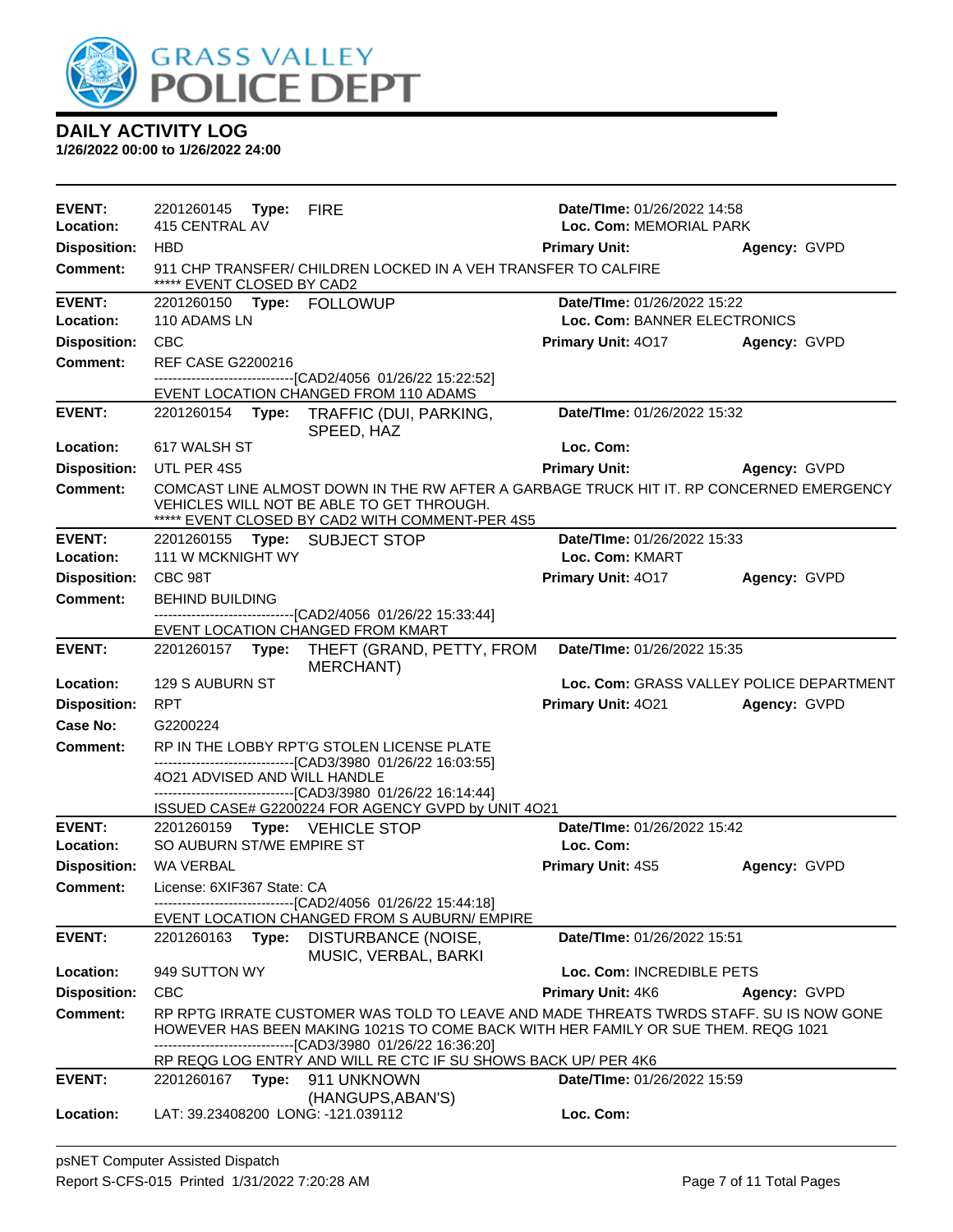GRASS VALLEY POLICE DEPT

# DAILY ACTIVITY LOG

**1/26/2022 00:00 to 1/26/2022 24:00**

| | | | |
|---|---|---|---|
| **EVENT:** | 2201260145 **Type:** FIRE | **Date/TIme:** 01/26/2022 14:58 | |
| **Location:** | 415 CENTRAL AV | **Loc. Com:** MEMORIAL PARK | |
| **Disposition:** | HBD | **Primary Unit:** | **Agency:** GVPD |
| **Comment:** | 911 CHP TRANSFER/ CHILDREN LOCKED IN A VEH TRANSFER TO CALFIRE<br>***** EVENT CLOSED BY CAD2 | | |

| | | | |
|---|---|---|---|
| **EVENT:** | 2201260150 **Type:** FOLLOWUP | **Date/TIme:** 01/26/2022 15:22 | |
| **Location:** | 110 ADAMS LN | **Loc. Com:** BANNER ELECTRONICS | |
| **Disposition:** | CBC | **Primary Unit:** 4O17 | **Agency:** GVPD |
| **Comment:** | REF CASE G2200216<br>------------------------------[CAD2/4056 01/26/22 15:22:52]<br>EVENT LOCATION CHANGED FROM 110 ADAMS | | |

| | | | |
|---|---|---|---|
| **EVENT:** | 2201260154 **Type:** TRAFFIC (DUI, PARKING, SPEED, HAZ | **Date/TIme:** 01/26/2022 15:32 | |
| **Location:** | 617 WALSH ST | **Loc. Com:** | |
| **Disposition:** | UTL PER 4S5 | **Primary Unit:** | **Agency:** GVPD |
| **Comment:** | COMCAST LINE ALMOST DOWN IN THE RW AFTER A GARBAGE TRUCK HIT IT. RP CONCERNED EMERGENCY VEHICLES WILL NOT BE ABLE TO GET THROUGH.<br>***** EVENT CLOSED BY CAD2 WITH COMMENT-PER 4S5 | | |

| | | | |
|---|---|---|---|
| **EVENT:** | 2201260155 **Type:** SUBJECT STOP | **Date/TIme:** 01/26/2022 15:33 | |
| **Location:** | 111 W MCKNIGHT WY | **Loc. Com:** KMART | |
| **Disposition:** | CBC 98T | **Primary Unit:** 4O17 | **Agency:** GVPD |
| **Comment:** | BEHIND BUILDING<br>------------------------------[CAD2/4056 01/26/22 15:33:44]<br>EVENT LOCATION CHANGED FROM KMART | | |

| | | | |
|---|---|---|---|
| **EVENT:** | 2201260157 **Type:** THEFT (GRAND, PETTY, FROM MERCHANT) | **Date/TIme:** 01/26/2022 15:35 | |
| **Location:** | 129 S AUBURN ST | **Loc. Com:** GRASS VALLEY POLICE DEPARTMENT | |
| **Disposition:** | RPT | **Primary Unit:** 4O21 | **Agency:** GVPD |
| **Case No:** | G2200224 | | |
| **Comment:** | RP IN THE LOBBY RPT'G STOLEN LICENSE PLATE<br>------------------------------[CAD3/3980 01/26/22 16:03:55]<br>4O21 ADVISED AND WILL HANDLE<br>------------------------------[CAD3/3980 01/26/22 16:14:44]<br>ISSUED CASE# G2200224 FOR AGENCY GVPD by UNIT 4O21 | | |

| | | | |
|---|---|---|---|
| **EVENT:** | 2201260159 **Type:** VEHICLE STOP | **Date/TIme:** 01/26/2022 15:42 | |
| **Location:** | SO AUBURN ST/WE EMPIRE ST | **Loc. Com:** | |
| **Disposition:** | WA VERBAL | **Primary Unit:** 4S5 | **Agency:** GVPD |
| **Comment:** | License: 6XIF367 State: CA<br>------------------------------[CAD2/4056 01/26/22 15:44:18]<br>EVENT LOCATION CHANGED FROM S AUBURN/ EMPIRE | | |

| | | | |
|---|---|---|---|
| **EVENT:** | 2201260163 **Type:** DISTURBANCE (NOISE, MUSIC, VERBAL, BARKI | **Date/TIme:** 01/26/2022 15:51 | |
| **Location:** | 949 SUTTON WY | **Loc. Com:** INCREDIBLE PETS | |
| **Disposition:** | CBC | **Primary Unit:** 4K6 | **Agency:** GVPD |
| **Comment:** | RP RPTG IRRATE CUSTOMER WAS TOLD TO LEAVE AND MADE THREATS TWRDS STAFF. SU IS NOW GONE HOWEVER HAS BEEN MAKING 1021S TO COME BACK WITH HER FAMILY OR SUE THEM. REQG 1021<br>------------------------------[CAD3/3980 01/26/22 16:36:20]<br>RP REQG LOG ENTRY AND WILL RE CTC IF SU SHOWS BACK UP/ PER 4K6 | | |

| | | | |
|---|---|---|---|
| **EVENT:** | 2201260167 **Type:** 911 UNKNOWN (HANGUPS,ABAN'S) | **Date/TIme:** 01/26/2022 15:59 | |
| **Location:** | LAT: 39.23408200 LONG: -121.039112 | **Loc. Com:** | |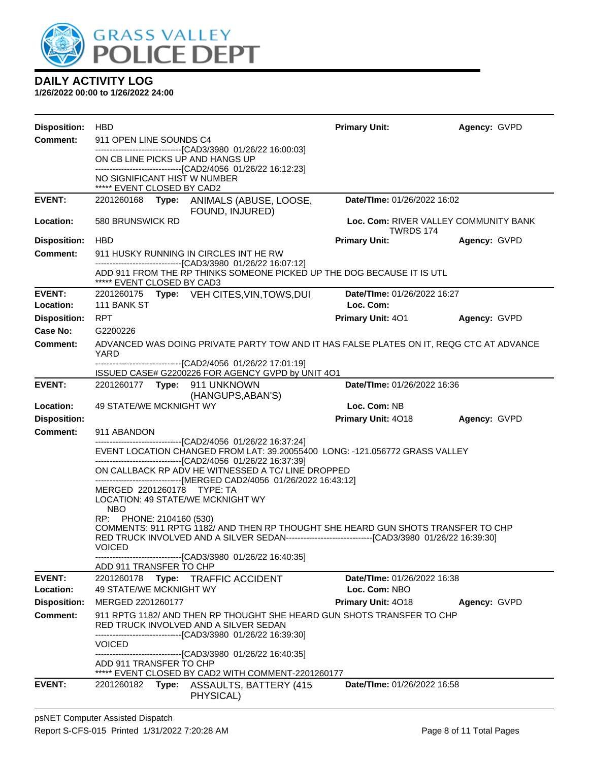# DAILY ACTIVITY LOG

**1/26/2022 00:00 to 1/26/2022 24:00**

| | | | |
|---|---|---|---|
| **Disposition:** | HBD | **Primary Unit:** | **Agency:** GVPD |
| **Comment:** | 911 OPEN LINE SOUNDS C4<br>------------------------------[CAD3/3980 01/26/22 16:00:03]<br>ON CB LINE PICKS UP AND HANGS UP<br>------------------------------[CAD2/4056 01/26/22 16:12:23]<br>NO SIGNIFICANT HIST W NUMBER<br>***** EVENT CLOSED BY CAD2 | | |

| | | | |
|---|---|---|---|
| **EVENT:** | 2201260168 **Type:** ANIMALS (ABUSE, LOOSE, FOUND, INJURED) | **Date/TIme:** 01/26/2022 16:02 | |
| **Location:** | 580 BRUNSWICK RD | **Loc. Com:** RIVER VALLEY COMMUNITY BANK TWRDS 174 | |
| **Disposition:** | HBD | **Primary Unit:** | **Agency:** GVPD |
| **Comment:** | 911 HUSKY RUNNING IN CIRCLES INT HE RW<br>------------------------------[CAD3/3980 01/26/22 16:07:12]<br>ADD 911 FROM THE RP THINKS SOMEONE PICKED UP THE DOG BECAUSE IT IS UTL<br>***** EVENT CLOSED BY CAD3 | | |

| | | | |
|---|---|---|---|
| **EVENT:** | 2201260175 **Type:** VEH CITES,VIN,TOWS,DUI | **Date/TIme:** 01/26/2022 16:27 | |
| **Location:** | 111 BANK ST | **Loc. Com:** | |
| **Disposition:** | RPT | **Primary Unit:** 4O1 | **Agency:** GVPD |
| **Case No:** | G2200226 | | |
| **Comment:** | ADVANCED WAS DOING PRIVATE PARTY TOW AND IT HAS FALSE PLATES ON IT, REQG CTC AT ADVANCE YARD<br>------------------------------[CAD2/4056 01/26/22 17:01:19]<br>ISSUED CASE# G2200226 FOR AGENCY GVPD by UNIT 4O1 | | |

| | | | |
|---|---|---|---|
| **EVENT:** | 2201260177 **Type:** 911 UNKNOWN (HANGUPS,ABAN'S) | **Date/TIme:** 01/26/2022 16:36 | |
| **Location:** | 49 STATE/WE MCKNIGHT WY | **Loc. Com:** NB | |
| **Disposition:** | | **Primary Unit:** 4O18 | **Agency:** GVPD |
| **Comment:** | 911 ABANDON<br>------------------------------[CAD2/4056 01/26/22 16:37:24]<br>EVENT LOCATION CHANGED FROM LAT: 39.20055400 LONG: -121.056772 GRASS VALLEY<br>------------------------------[CAD2/4056 01/26/22 16:37:39]<br>ON CALLBACK RP ADV HE WITNESSED A TC/ LINE DROPPED<br>------------------------------[MERGED CAD2/4056 01/26/2022 16:43:12]<br>MERGED 2201260178 TYPE: TA<br>LOCATION: 49 STATE/WE MCKNIGHT WY<br>NBO<br>RP: PHONE: 2104160 (530)<br>COMMENTS: 911 RPTG 1182/ AND THEN RP THOUGHT SHE HEARD GUN SHOTS TRANSFER TO CHP RED TRUCK INVOLVED AND A SILVER SEDAN------------------------------[CAD3/3980 01/26/22 16:39:30]<br>VOICED<br>------------------------------[CAD3/3980 01/26/22 16:40:35]<br>ADD 911 TRANSFER TO CHP | | |

| | | | |
|---|---|---|---|
| **EVENT:** | 2201260178 **Type:** TRAFFIC ACCIDENT | **Date/TIme:** 01/26/2022 16:38 | |
| **Location:** | 49 STATE/WE MCKNIGHT WY | **Loc. Com:** NBO | |
| **Disposition:** | MERGED 2201260177 | **Primary Unit:** 4O18 | **Agency:** GVPD |
| **Comment:** | 911 RPTG 1182/ AND THEN RP THOUGHT SHE HEARD GUN SHOTS TRANSFER TO CHP RED TRUCK INVOLVED AND A SILVER SEDAN<br>------------------------------[CAD3/3980 01/26/22 16:39:30]<br>VOICED<br>------------------------------[CAD3/3980 01/26/22 16:40:35]<br>ADD 911 TRANSFER TO CHP<br>***** EVENT CLOSED BY CAD2 WITH COMMENT-2201260177 | | |

| | | | |
|---|---|---|---|
| **EVENT:** | 2201260182 **Type:** ASSAULTS, BATTERY (415 PHYSICAL) | **Date/TIme:** 01/26/2022 16:58 | |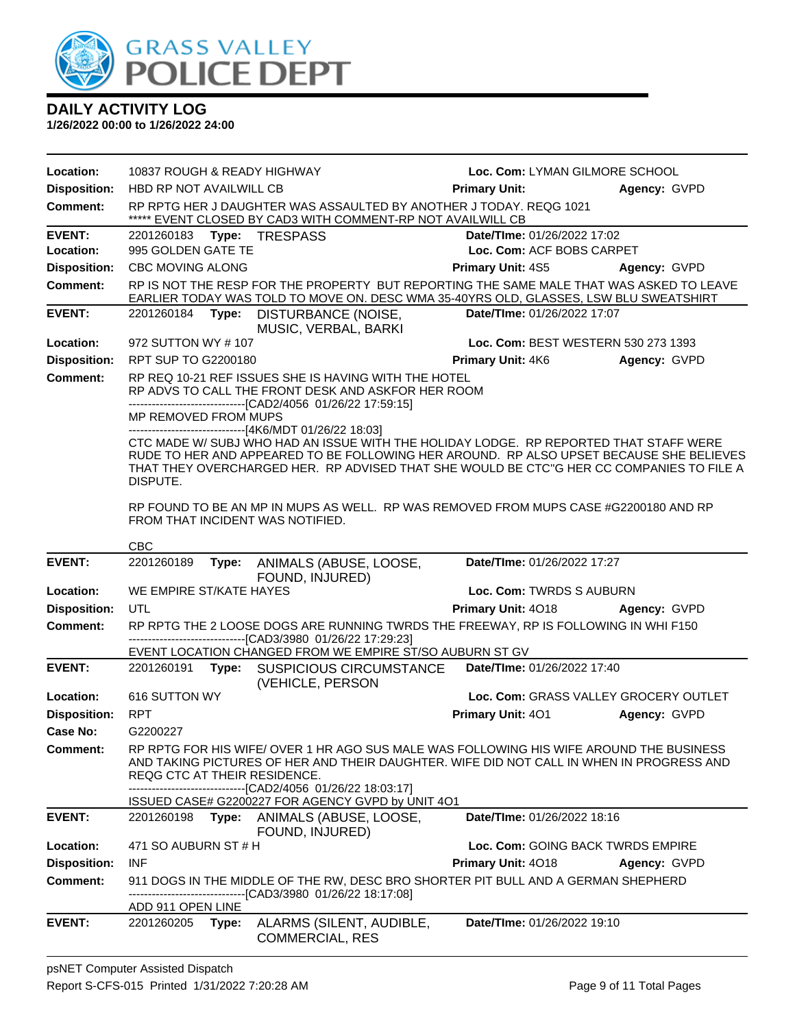# DAILY ACTIVITY LOG

**1/26/2022 00:00 to 1/26/2022 24:00**

**Location:** 10837 ROUGH & READY HIGHWAY **Loc. Com:** LYMAN GILMORE SCHOOL
**Disposition:** HBD RP NOT AVAILWILL CB **Primary Unit:** **Agency:** GVPD
**Comment:** RP RPTG HER J DAUGHTER WAS ASSAULTED BY ANOTHER J TODAY. REQG 1021
***** EVENT CLOSED BY CAD3 WITH COMMENT-RP NOT AVAILWILL CB

---

**EVENT:** 2201260183 **Type:** TRESPASS **Date/TIme:** 01/26/2022 17:02
**Location:** 995 GOLDEN GATE TE **Loc. Com:** ACF BOBS CARPET
**Disposition:** CBC MOVING ALONG **Primary Unit:** 4S5 **Agency:** GVPD
**Comment:** RP IS NOT THE RESP FOR THE PROPERTY BUT REPORTING THE SAME MALE THAT WAS ASKED TO LEAVE EARLIER TODAY WAS TOLD TO MOVE ON. DESC WMA 35-40YRS OLD, GLASSES, LSW BLU SWEATSHIRT

---

**EVENT:** 2201260184 **Type:** DISTURBANCE (NOISE, MUSIC, VERBAL, BARKI **Date/TIme:** 01/26/2022 17:07
**Location:** 972 SUTTON WY # 107 **Loc. Com:** BEST WESTERN 530 273 1393
**Disposition:** RPT SUP TO G2200180 **Primary Unit:** 4K6 **Agency:** GVPD
**Comment:** RP REQ 10-21 REF ISSUES SHE IS HAVING WITH THE HOTEL
RP ADVS TO CALL THE FRONT DESK AND ASKFOR HER ROOM
------------------------------[CAD2/4056 01/26/22 17:59:15]
MP REMOVED FROM MUPS
------------------------------[4K6/MDT 01/26/22 18:03]
CTC MADE W/ SUBJ WHO HAD AN ISSUE WITH THE HOLIDAY LODGE. RP REPORTED THAT STAFF WERE RUDE TO HER AND APPEARED TO BE FOLLOWING HER AROUND. RP ALSO UPSET BECAUSE SHE BELIEVES THAT THEY OVERCHARGED HER. RP ADVISED THAT SHE WOULD BE CTC"G HER CC COMPANIES TO FILE A DISPUTE.

RP FOUND TO BE AN MP IN MUPS AS WELL. RP WAS REMOVED FROM MUPS CASE #G2200180 AND RP FROM THAT INCIDENT WAS NOTIFIED.

CBC

---

**EVENT:** 2201260189 **Type:** ANIMALS (ABUSE, LOOSE, FOUND, INJURED) **Date/TIme:** 01/26/2022 17:27
**Location:** WE EMPIRE ST/KATE HAYES **Loc. Com:** TWRDS S AUBURN
**Disposition:** UTL **Primary Unit:** 4O18 **Agency:** GVPD
**Comment:** RP RPTG THE 2 LOOSE DOGS ARE RUNNING TWRDS THE FREEWAY, RP IS FOLLOWING IN WHI F150
------------------------------[CAD3/3980 01/26/22 17:29:23]
EVENT LOCATION CHANGED FROM WE EMPIRE ST/SO AUBURN ST GV

---

**EVENT:** 2201260191 **Type:** SUSPICIOUS CIRCUMSTANCE (VEHICLE, PERSON **Date/TIme:** 01/26/2022 17:40
**Location:** 616 SUTTON WY **Loc. Com:** GRASS VALLEY GROCERY OUTLET
**Disposition:** RPT **Primary Unit:** 4O1 **Agency:** GVPD
**Case No:** G2200227
**Comment:** RP RPTG FOR HIS WIFE/ OVER 1 HR AGO SUS MALE WAS FOLLOWING HIS WIFE AROUND THE BUSINESS AND TAKING PICTURES OF HER AND THEIR DAUGHTER. WIFE DID NOT CALL IN WHEN IN PROGRESS AND REQG CTC AT THEIR RESIDENCE.
------------------------------[CAD2/4056 01/26/22 18:03:17]
ISSUED CASE# G2200227 FOR AGENCY GVPD by UNIT 4O1

---

**EVENT:** 2201260198 **Type:** ANIMALS (ABUSE, LOOSE, FOUND, INJURED) **Date/TIme:** 01/26/2022 18:16
**Location:** 471 SO AUBURN ST # H **Loc. Com:** GOING BACK TWRDS EMPIRE
**Disposition:** INF **Primary Unit:** 4O18 **Agency:** GVPD
**Comment:** 911 DOGS IN THE MIDDLE OF THE RW, DESC BRO SHORTER PIT BULL AND A GERMAN SHEPHERD
------------------------------[CAD3/3980 01/26/22 18:17:08]
ADD 911 OPEN LINE

---

**EVENT:** 2201260205 **Type:** ALARMS (SILENT, AUDIBLE, COMMERCIAL, RES **Date/TIme:** 01/26/2022 19:10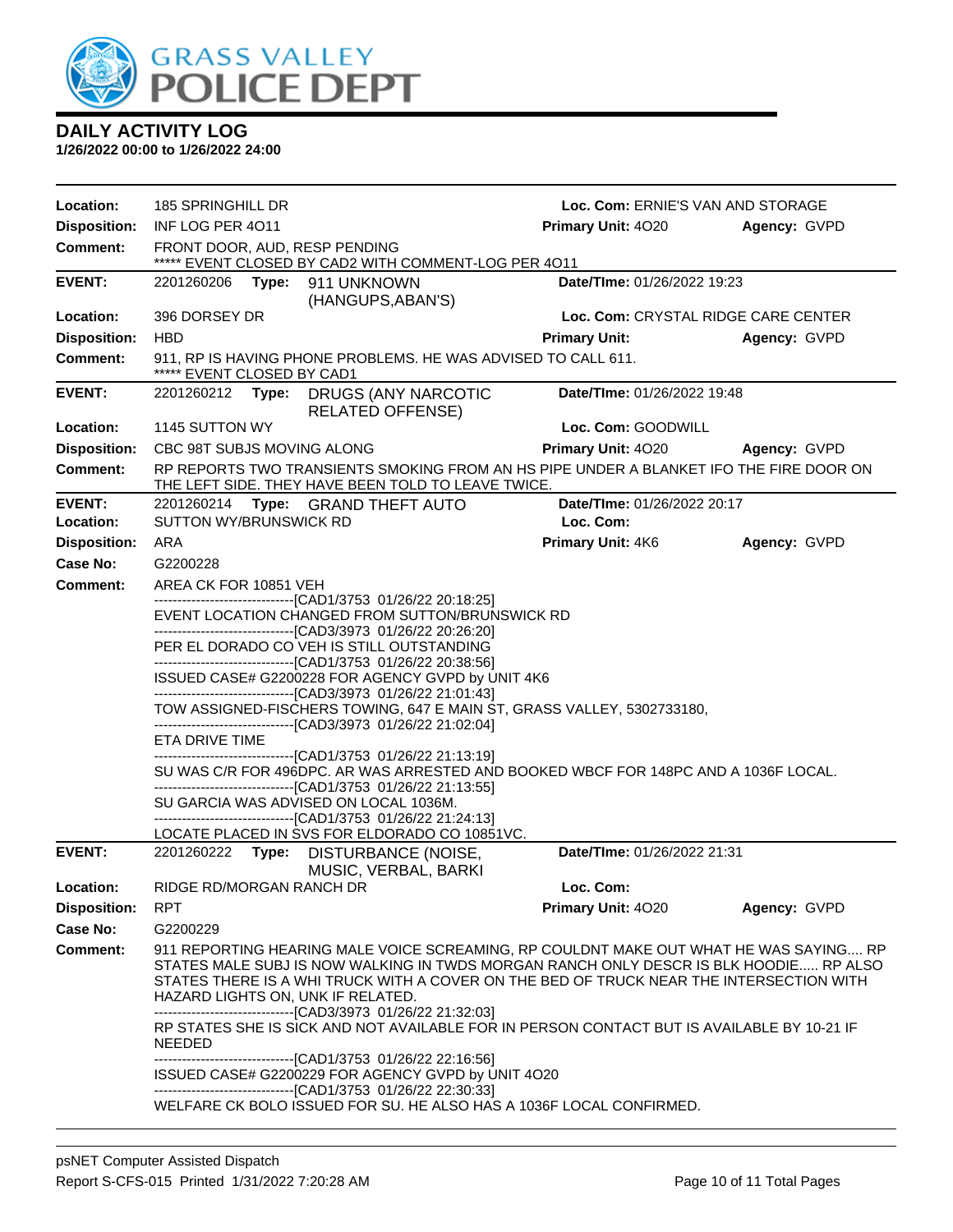# DAILY ACTIVITY LOG

**1/26/2022 00:00 to 1/26/2022 24:00**

| | | | |
|---|---|---|---|
| **Location:** | 185 SPRINGHILL DR | **Loc. Com:** ERNIE'S VAN AND STORAGE | |
| **Disposition:** | INF LOG PER 4O11 | **Primary Unit:** 4O20 | **Agency:** GVPD |
| **Comment:** | FRONT DOOR, AUD, RESP PENDING<br>***** EVENT CLOSED BY CAD2 WITH COMMENT-LOG PER 4O11 | | |

| | | | |
|---|---|---|---|
| **EVENT:** | 2201260206 **Type:** 911 UNKNOWN (HANGUPS,ABAN'S) | **Date/TIme:** 01/26/2022 19:23 | |
| **Location:** | 396 DORSEY DR | **Loc. Com:** CRYSTAL RIDGE CARE CENTER | |
| **Disposition:** | HBD | **Primary Unit:** | **Agency:** GVPD |
| **Comment:** | 911, RP IS HAVING PHONE PROBLEMS. HE WAS ADVISED TO CALL 611.<br>***** EVENT CLOSED BY CAD1 | | |

| | | | |
|---|---|---|---|
| **EVENT:** | 2201260212 **Type:** DRUGS (ANY NARCOTIC RELATED OFFENSE) | **Date/TIme:** 01/26/2022 19:48 | |
| **Location:** | 1145 SUTTON WY | **Loc. Com:** GOODWILL | |
| **Disposition:** | CBC 98T SUBJS MOVING ALONG | **Primary Unit:** 4O20 | **Agency:** GVPD |
| **Comment:** | RP REPORTS TWO TRANSIENTS SMOKING FROM AN HS PIPE UNDER A BLANKET IFO THE FIRE DOOR ON THE LEFT SIDE. THEY HAVE BEEN TOLD TO LEAVE TWICE. | | |

| | | | |
|---|---|---|---|
| **EVENT:** | 2201260214 **Type:** GRAND THEFT AUTO | **Date/TIme:** 01/26/2022 20:17 | |
| **Location:** | SUTTON WY/BRUNSWICK RD | **Loc. Com:** | |
| **Disposition:** | ARA | **Primary Unit:** 4K6 | **Agency:** GVPD |
| **Case No:** | G2200228 | | |
| **Comment:** | AREA CK FOR 10851 VEH<br>------------------------------[CAD1/3753 01/26/22 20:18:25]<br>EVENT LOCATION CHANGED FROM SUTTON/BRUNSWICK RD<br>------------------------------[CAD3/3973 01/26/22 20:26:20]<br>PER EL DORADO CO VEH IS STILL OUTSTANDING<br>------------------------------[CAD1/3753 01/26/22 20:38:56]<br>ISSUED CASE# G2200228 FOR AGENCY GVPD by UNIT 4K6<br>------------------------------[CAD3/3973 01/26/22 21:01:43]<br>TOW ASSIGNED-FISCHERS TOWING, 647 E MAIN ST, GRASS VALLEY, 5302733180,<br>------------------------------[CAD3/3973 01/26/22 21:02:04]<br>ETA DRIVE TIME<br>------------------------------[CAD1/3753 01/26/22 21:13:19]<br>SU WAS C/R FOR 496DPC. AR WAS ARRESTED AND BOOKED WBCF FOR 148PC AND A 1036F LOCAL.<br>------------------------------[CAD1/3753 01/26/22 21:13:55]<br>SU GARCIA WAS ADVISED ON LOCAL 1036M.<br>------------------------------[CAD1/3753 01/26/22 21:24:13]<br>LOCATE PLACED IN SVS FOR ELDORADO CO 10851VC. | | |

| | | | |
|---|---|---|---|
| **EVENT:** | 2201260222 **Type:** DISTURBANCE (NOISE, MUSIC, VERBAL, BARKI | **Date/TIme:** 01/26/2022 21:31 | |
| **Location:** | RIDGE RD/MORGAN RANCH DR | **Loc. Com:** | |
| **Disposition:** | RPT | **Primary Unit:** 4O20 | **Agency:** GVPD |
| **Case No:** | G2200229 | | |
| **Comment:** | 911 REPORTING HEARING MALE VOICE SCREAMING, RP COULDNT MAKE OUT WHAT HE WAS SAYING.... RP STATES MALE SUBJ IS NOW WALKING IN TWDS MORGAN RANCH ONLY DESCR IS BLK HOODIE..... RP ALSO STATES THERE IS A WHI TRUCK WITH A COVER ON THE BED OF TRUCK NEAR THE INTERSECTION WITH HAZARD LIGHTS ON, UNK IF RELATED.<br>------------------------------[CAD3/3973 01/26/22 21:32:03]<br>RP STATES SHE IS SICK AND NOT AVAILABLE FOR IN PERSON CONTACT BUT IS AVAILABLE BY 10-21 IF NEEDED<br>------------------------------[CAD1/3753 01/26/22 22:16:56]<br>ISSUED CASE# G2200229 FOR AGENCY GVPD by UNIT 4O20<br>------------------------------[CAD1/3753 01/26/22 22:30:33]<br>WELFARE CK BOLO ISSUED FOR SU. HE ALSO HAS A 1036F LOCAL CONFIRMED. | | |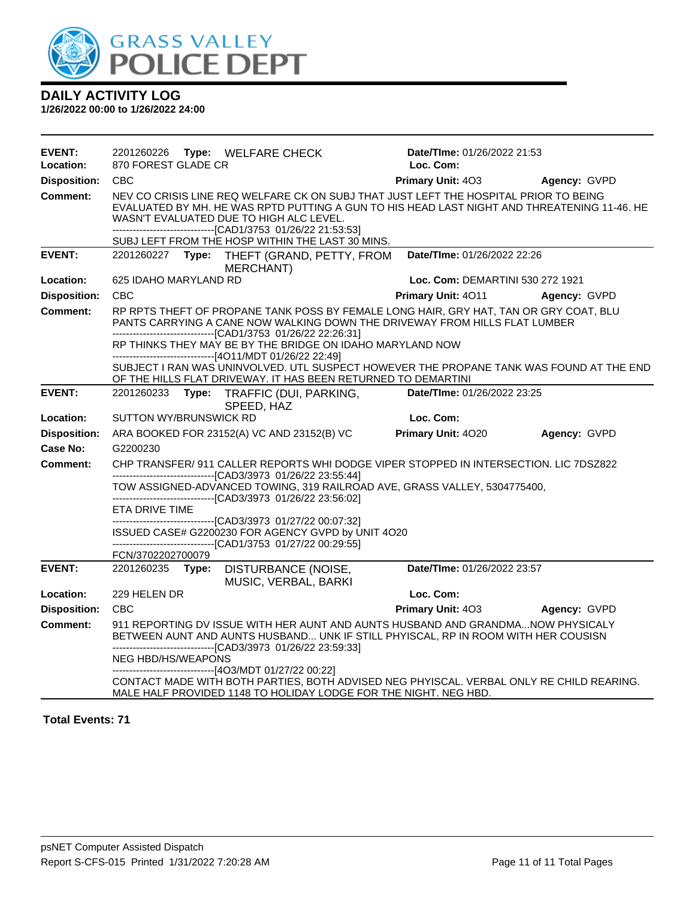# DAILY ACTIVITY LOG

**1/26/2022 00:00 to 1/26/2022 24:00**

**EVENT:** 2201260226 **Type:** WELFARE CHECK **Date/TIme:** 01/26/2022 21:53
**Location:** 870 FOREST GLADE CR **Loc. Com:**
**Disposition:** CBC **Primary Unit:** 4O3 **Agency:** GVPD
**Comment:** NEV CO CRISIS LINE REQ WELFARE CK ON SUBJ THAT JUST LEFT THE HOSPITAL PRIOR TO BEING EVALUATED BY MH. HE WAS RPTD PUTTING A GUN TO HIS HEAD LAST NIGHT AND THREATENING 11-46. HE WASN'T EVALUATED DUE TO HIGH ALC LEVEL.
------------------------------[CAD1/3753 01/26/22 21:53:53]
SUBJ LEFT FROM THE HOSP WITHIN THE LAST 30 MINS.

---

**EVENT:** 2201260227 **Type:** THEFT (GRAND, PETTY, FROM MERCHANT) **Date/TIme:** 01/26/2022 22:26
**Location:** 625 IDAHO MARYLAND RD **Loc. Com:** DEMARTINI 530 272 1921
**Disposition:** CBC **Primary Unit:** 4O11 **Agency:** GVPD
**Comment:** RP RPTS THEFT OF PROPANE TANK POSS BY FEMALE LONG HAIR, GRY HAT, TAN OR GRY COAT, BLU PANTS CARRYING A CANE NOW WALKING DOWN THE DRIVEWAY FROM HILLS FLAT LUMBER
------------------------------[CAD1/3753 01/26/22 22:26:31]
RP THINKS THEY MAY BE BY THE BRIDGE ON IDAHO MARYLAND NOW
------------------------------[4O11/MDT 01/26/22 22:49]
SUBJECT I RAN WAS UNINVOLVED. UTL SUSPECT HOWEVER THE PROPANE TANK WAS FOUND AT THE END OF THE HILLS FLAT DRIVEWAY. IT HAS BEEN RETURNED TO DEMARTINI

---

**EVENT:** 2201260233 **Type:** TRAFFIC (DUI, PARKING, SPEED, HAZ **Date/TIme:** 01/26/2022 23:25
**Location:** SUTTON WY/BRUNSWICK RD **Loc. Com:**
**Disposition:** ARA BOOKED FOR 23152(A) VC AND 23152(B) VC **Primary Unit:** 4O20 **Agency:** GVPD
**Case No:** G2200230
**Comment:** CHP TRANSFER/ 911 CALLER REPORTS WHI DODGE VIPER STOPPED IN INTERSECTION. LIC 7DSZ822
------------------------------[CAD3/3973 01/26/22 23:55:44]
TOW ASSIGNED-ADVANCED TOWING, 319 RAILROAD AVE, GRASS VALLEY, 5304775400,
------------------------------[CAD3/3973 01/26/22 23:56:02]
ETA DRIVE TIME
------------------------------[CAD3/3973 01/27/22 00:07:32]
ISSUED CASE# G2200230 FOR AGENCY GVPD by UNIT 4O20
------------------------------[CAD1/3753 01/27/22 00:29:55]
FCN/3702202700079

---

**EVENT:** 2201260235 **Type:** DISTURBANCE (NOISE, MUSIC, VERBAL, BARKI **Date/TIme:** 01/26/2022 23:57
**Location:** 229 HELEN DR **Loc. Com:**
**Disposition:** CBC **Primary Unit:** 4O3 **Agency:** GVPD
**Comment:** 911 REPORTING DV ISSUE WITH HER AUNT AND AUNTS HUSBAND AND GRANDMA...NOW PHYSICALY BETWEEN AUNT AND AUNTS HUSBAND... UNK IF STILL PHYISCAL, RP IN ROOM WITH HER COUSISN
------------------------------[CAD3/3973 01/26/22 23:59:33]
NEG HBD/HS/WEAPONS
------------------------------[4O3/MDT 01/27/22 00:22]
CONTACT MADE WITH BOTH PARTIES, BOTH ADVISED NEG PHYISCAL. VERBAL ONLY RE CHILD REARING. MALE HALF PROVIDED 1148 TO HOLIDAY LODGE FOR THE NIGHT. NEG HBD.

---

**Total Events: 71**